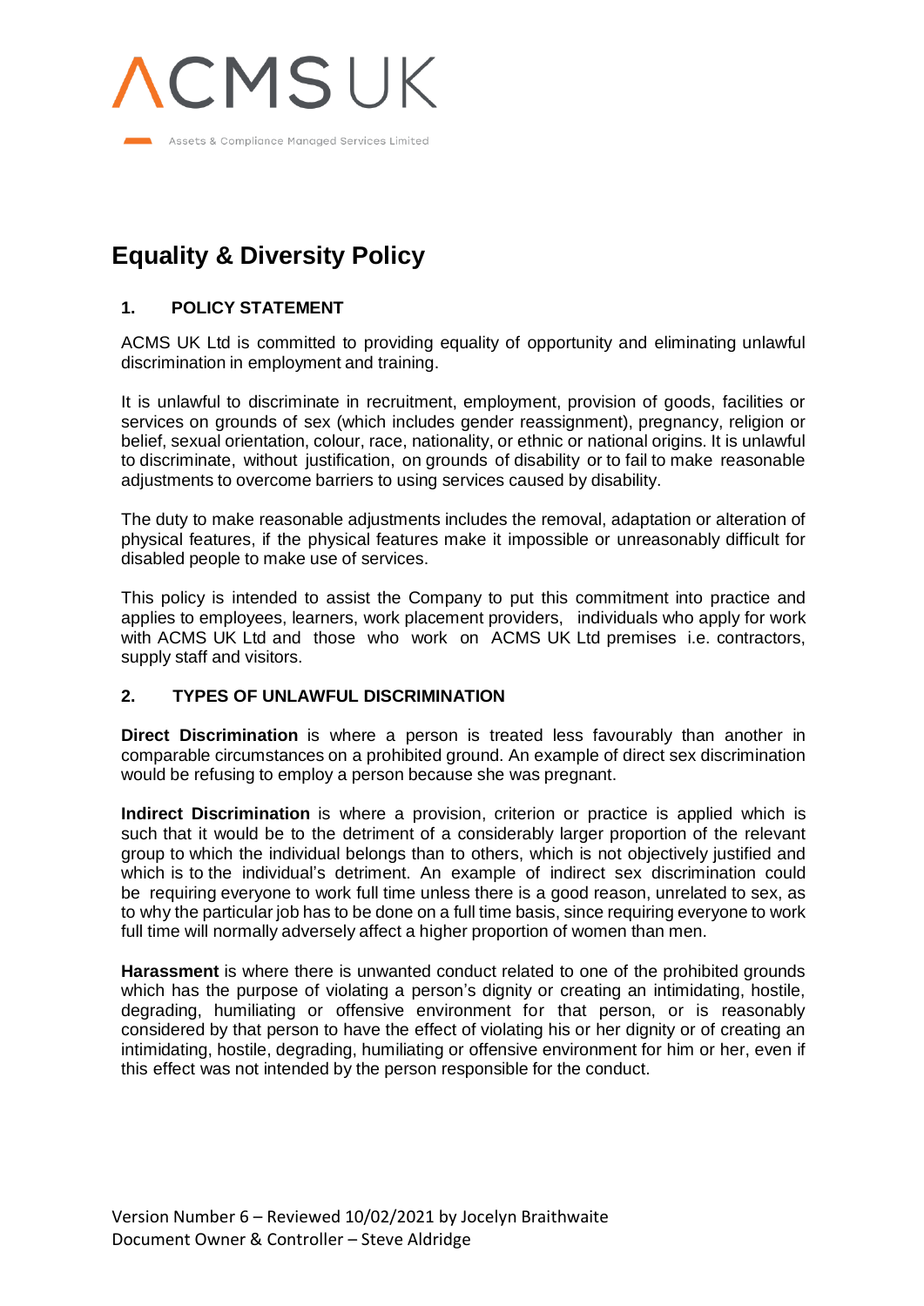ACMS UK

Assets & Compliance Managed Services Limited

# Equality & Diversity Policy

## 1. POLICY STATEMENT

ACMS UK Ltd is committed to providing equality of opportunity and eliminating unlawful discrimination in employment and training.

It is unlawful to discriminate in recruitment, employment, provision of goods, facilities or services on grounds of sex (which includes gender reassignment), pregnancy, religion or belief, sexual orientation, colour, race, nationality, or ethnic or national origins. It is unlawful to discriminate, without justification, on grounds of disability or to fail to make reasonable adjustments to overcome barriers to using services caused by disability.

The duty to make reasonable adjustments includes the removal, adaptation or alteration of physical features, if the physical features make it impossible or unreasonably difficult for disabled people to make use of services.

This policy is intended to assist the Company to put this commitment into practice and applies to employees, learners, work placement providers, individuals who apply for work with ACMS UK Ltd and those who work on ACMS UK Ltd premises i.e. contractors, supply staff and visitors.

## 2. TYPES OF UNLAWFUL DISCRIMINATION

**Direct Discrimination** is where a person is treated less favourably than another in comparable circumstances on a prohibited ground. An example of direct sex discrimination would be refusing to employ a person because she was pregnant.

**Indirect Discrimination** is where a provision, criterion or practice is applied which is such that it would be to the detriment of a considerably larger proportion of the relevant group to which the individual belongs than to others, which is not objectively justified and which is to the individual's detriment. An example of indirect sex discrimination could be requiring everyone to work full time unless there is a good reason, unrelated to sex, as to why the particular job has to be done on a full time basis, since requiring everyone to work full time will normally adversely affect a higher proportion of women than men.

**Harassment** is where there is unwanted conduct related to one of the prohibited grounds which has the purpose of violating a person's dignity or creating an intimidating, hostile, degrading, humiliating or offensive environment for that person, or is reasonably considered by that person to have the effect of violating his or her dignity or of creating an intimidating, hostile, degrading, humiliating or offensive environment for him or her, even if this effect was not intended by the person responsible for the conduct.

Version Number 6 – Reviewed 10/02/2021 by Jocelyn Braithwaite
Document Owner & Controller – Steve Aldridge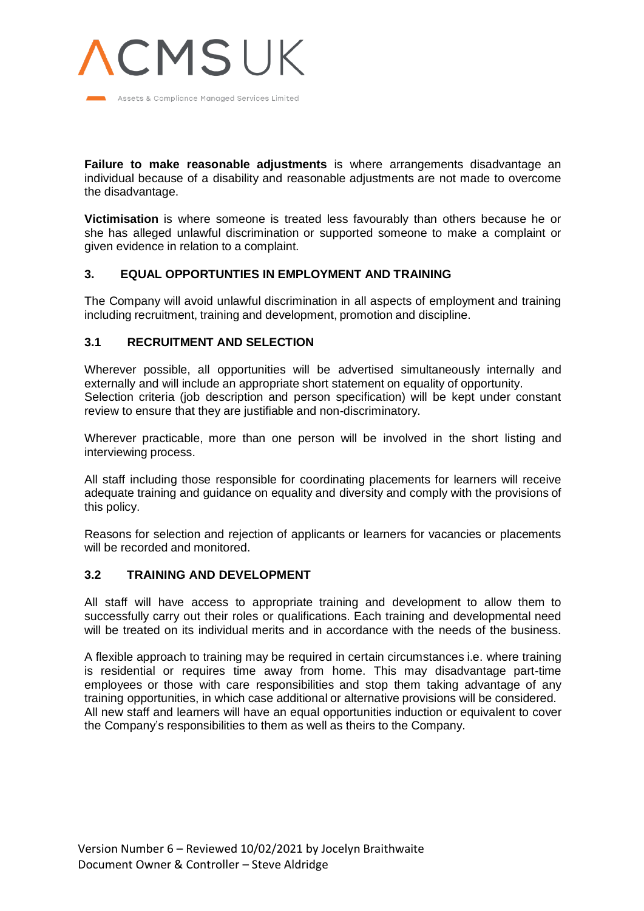**Failure to make reasonable adjustments** is where arrangements disadvantage an individual because of a disability and reasonable adjustments are not made to overcome the disadvantage.

**Victimisation** is where someone is treated less favourably than others because he or she has alleged unlawful discrimination or supported someone to make a complaint or given evidence in relation to a complaint.

## 3. EQUAL OPPORTUNTIES IN EMPLOYMENT AND TRAINING

The Company will avoid unlawful discrimination in all aspects of employment and training including recruitment, training and development, promotion and discipline.

### 3.1 RECRUITMENT AND SELECTION

Wherever possible, all opportunities will be advertised simultaneously internally and externally and will include an appropriate short statement on equality of opportunity.
Selection criteria (job description and person specification) will be kept under constant review to ensure that they are justifiable and non-discriminatory.

Wherever practicable, more than one person will be involved in the short listing and interviewing process.

All staff including those responsible for coordinating placements for learners will receive adequate training and guidance on equality and diversity and comply with the provisions of this policy.

Reasons for selection and rejection of applicants or learners for vacancies or placements will be recorded and monitored.

### 3.2 TRAINING AND DEVELOPMENT

All staff will have access to appropriate training and development to allow them to successfully carry out their roles or qualifications. Each training and developmental need will be treated on its individual merits and in accordance with the needs of the business.

A flexible approach to training may be required in certain circumstances i.e. where training is residential or requires time away from home. This may disadvantage part-time employees or those with care responsibilities and stop them taking advantage of any training opportunities, in which case additional or alternative provisions will be considered.
All new staff and learners will have an equal opportunities induction or equivalent to cover the Company's responsibilities to them as well as theirs to the Company.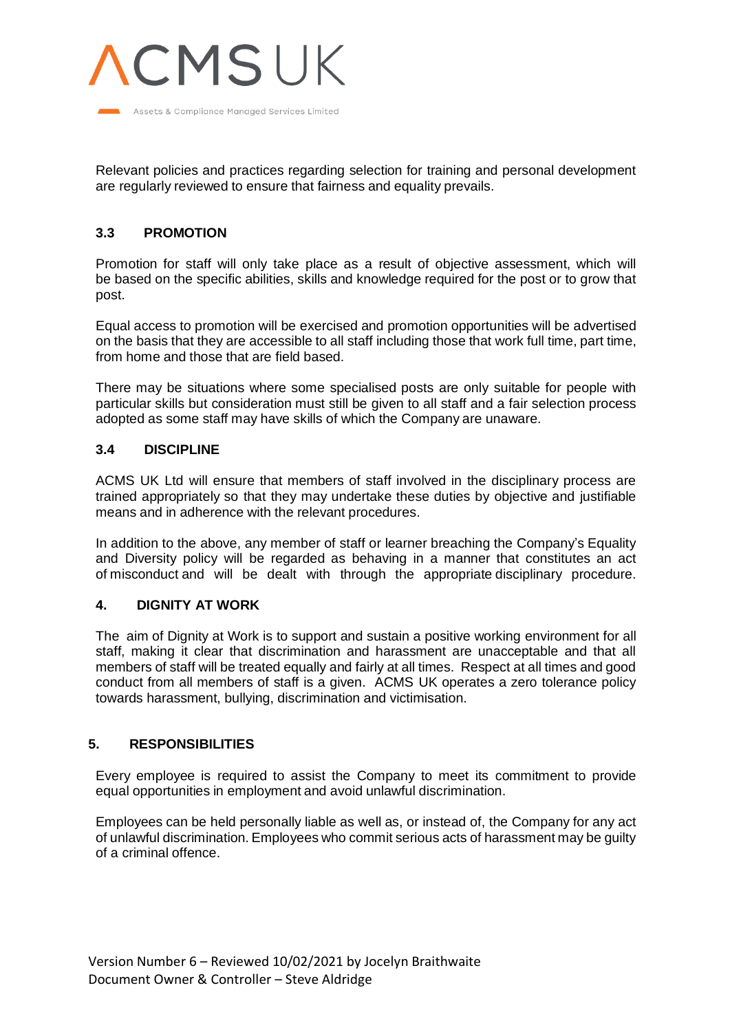Relevant policies and practices regarding selection for training and personal development are regularly reviewed to ensure that fairness and equality prevails.

### 3.3 PROMOTION

Promotion for staff will only take place as a result of objective assessment, which will be based on the specific abilities, skills and knowledge required for the post or to grow that post.

Equal access to promotion will be exercised and promotion opportunities will be advertised on the basis that they are accessible to all staff including those that work full time, part time, from home and those that are field based.

There may be situations where some specialised posts are only suitable for people with particular skills but consideration must still be given to all staff and a fair selection process adopted as some staff may have skills of which the Company are unaware.

### 3.4 DISCIPLINE

ACMS UK Ltd will ensure that members of staff involved in the disciplinary process are trained appropriately so that they may undertake these duties by objective and justifiable means and in adherence with the relevant procedures.

In addition to the above, any member of staff or learner breaching the Company's Equality and Diversity policy will be regarded as behaving in a manner that constitutes an act of misconduct and will be dealt with through the appropriate disciplinary procedure.

## 4. DIGNITY AT WORK

The aim of Dignity at Work is to support and sustain a positive working environment for all staff, making it clear that discrimination and harassment are unacceptable and that all members of staff will be treated equally and fairly at all times. Respect at all times and good conduct from all members of staff is a given. ACMS UK operates a zero tolerance policy towards harassment, bullying, discrimination and victimisation.

## 5. RESPONSIBILITIES

Every employee is required to assist the Company to meet its commitment to provide equal opportunities in employment and avoid unlawful discrimination.

Employees can be held personally liable as well as, or instead of, the Company for any act of unlawful discrimination. Employees who commit serious acts of harassment may be guilty of a criminal offence.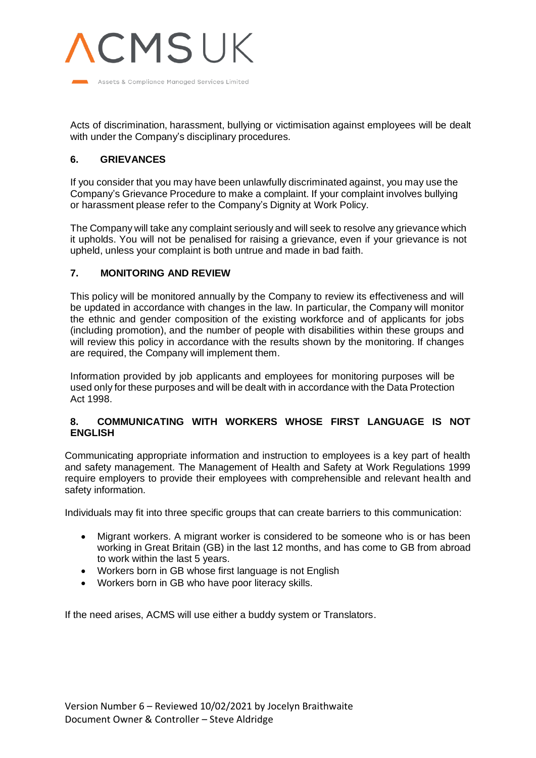Acts of discrimination, harassment, bullying or victimisation against employees will be dealt with under the Company's disciplinary procedures.

## 6. GRIEVANCES

If you consider that you may have been unlawfully discriminated against, you may use the Company's Grievance Procedure to make a complaint. If your complaint involves bullying or harassment please refer to the Company's Dignity at Work Policy.

The Company will take any complaint seriously and will seek to resolve any grievance which it upholds. You will not be penalised for raising a grievance, even if your grievance is not upheld, unless your complaint is both untrue and made in bad faith.

## 7. MONITORING AND REVIEW

This policy will be monitored annually by the Company to review its effectiveness and will be updated in accordance with changes in the law. In particular, the Company will monitor the ethnic and gender composition of the existing workforce and of applicants for jobs (including promotion), and the number of people with disabilities within these groups and will review this policy in accordance with the results shown by the monitoring. If changes are required, the Company will implement them.

Information provided by job applicants and employees for monitoring purposes will be used only for these purposes and will be dealt with in accordance with the Data Protection Act 1998.

## 8. COMMUNICATING WITH WORKERS WHOSE FIRST LANGUAGE IS NOT ENGLISH

Communicating appropriate information and instruction to employees is a key part of health and safety management. The Management of Health and Safety at Work Regulations 1999 require employers to provide their employees with comprehensible and relevant health and safety information.

Individuals may fit into three specific groups that can create barriers to this communication:

- Migrant workers. A migrant worker is considered to be someone who is or has been working in Great Britain (GB) in the last 12 months, and has come to GB from abroad to work within the last 5 years.
- Workers born in GB whose first language is not English
- Workers born in GB who have poor literacy skills.

If the need arises, ACMS will use either a buddy system or Translators.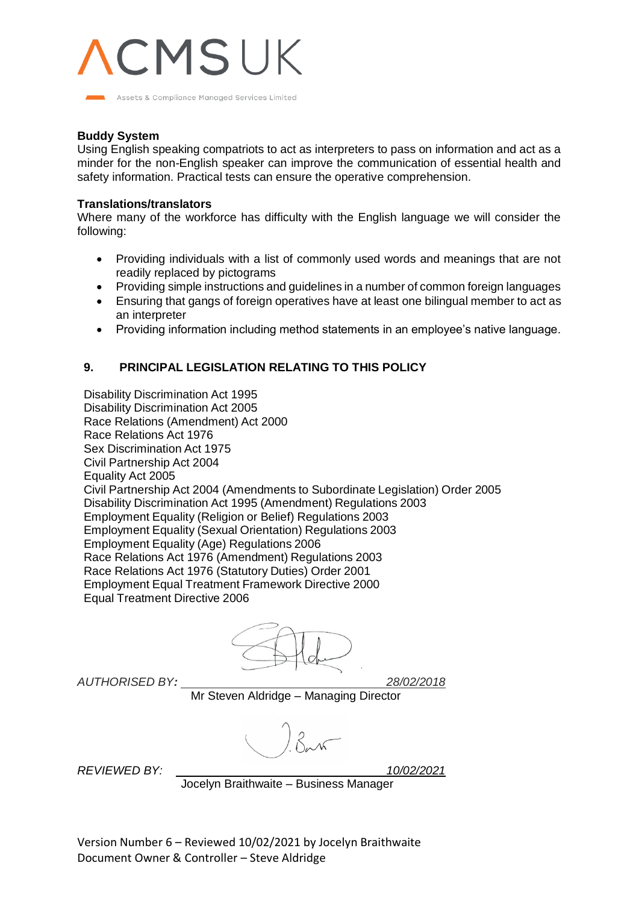**Buddy System**
Using English speaking compatriots to act as interpreters to pass on information and act as a minder for the non-English speaker can improve the communication of essential health and safety information. Practical tests can ensure the operative comprehension.

**Translations/translators**
Where many of the workforce has difficulty with the English language we will consider the following:

- Providing individuals with a list of commonly used words and meanings that are not readily replaced by pictograms
- Providing simple instructions and guidelines in a number of common foreign languages
- Ensuring that gangs of foreign operatives have at least one bilingual member to act as an interpreter
- Providing information including method statements in an employee's native language.

## 9. PRINCIPAL LEGISLATION RELATING TO THIS POLICY

Disability Discrimination Act 1995
Disability Discrimination Act 2005
Race Relations (Amendment) Act 2000
Race Relations Act 1976
Sex Discrimination Act 1975
Civil Partnership Act 2004
Equality Act 2005
Civil Partnership Act 2004 (Amendments to Subordinate Legislation) Order 2005
Disability Discrimination Act 1995 (Amendment) Regulations 2003
Employment Equality (Religion or Belief) Regulations 2003
Employment Equality (Sexual Orientation) Regulations 2003
Employment Equality (Age) Regulations 2006
Race Relations Act 1976 (Amendment) Regulations 2003
Race Relations Act 1976 (Statutory Duties) Order 2001
Employment Equal Treatment Framework Directive 2000
Equal Treatment Directive 2006

*AUTHORISED BY:* _____________________ *28/02/2018*
Mr Steven Aldridge – Managing Director

*REVIEWED BY:* _____________________ *10/02/2021*
Jocelyn Braithwaite – Business Manager

Version Number 6 – Reviewed 10/02/2021 by Jocelyn Braithwaite
Document Owner & Controller – Steve Aldridge